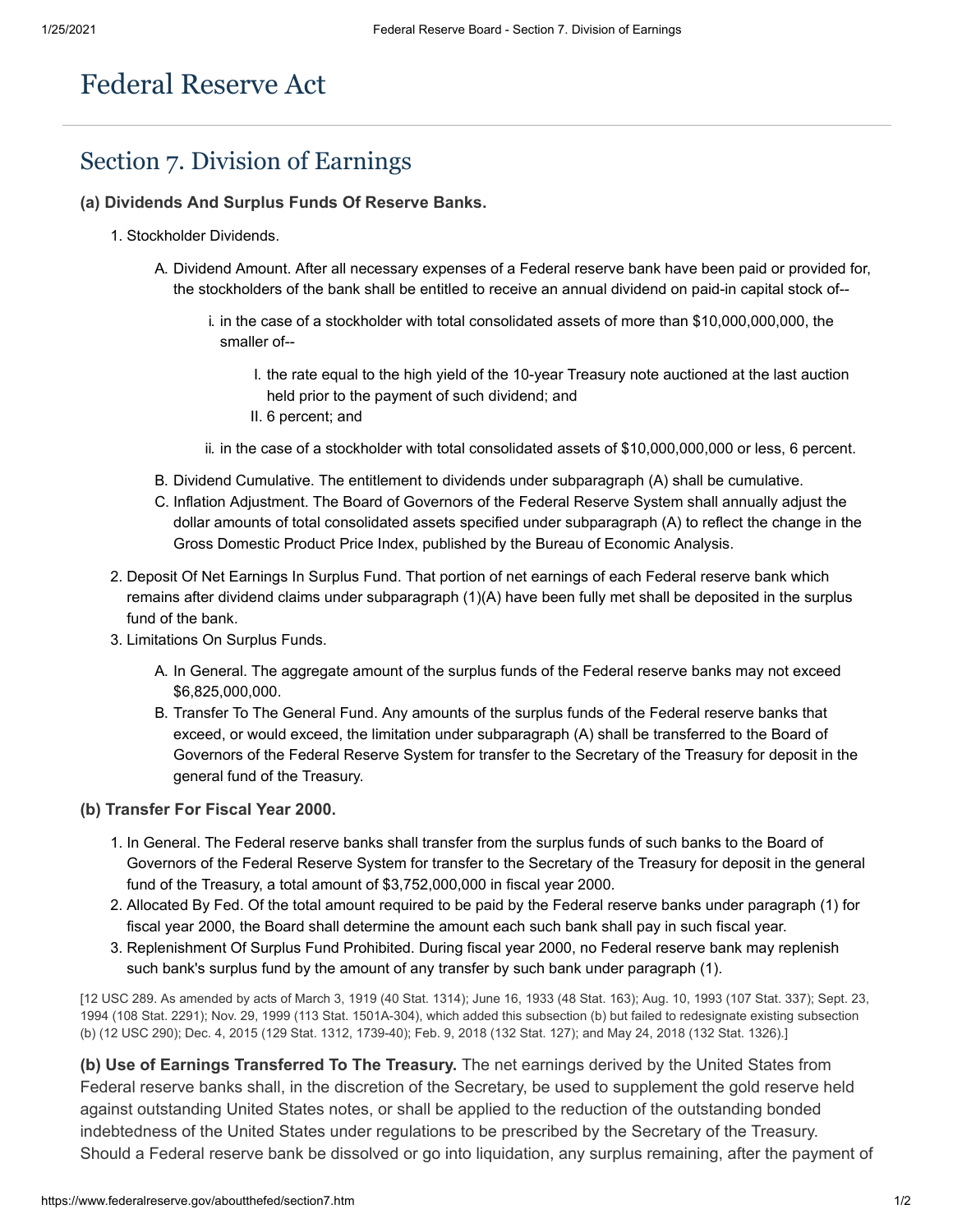# Federal Reserve Act

## Section 7. Division of Earnings

**(a) Dividends And Surplus Funds Of Reserve Banks.**

1. Stockholder Dividends.
   - A. Dividend Amount. After all necessary expenses of a Federal reserve bank have been paid or provided for, the stockholders of the bank shall be entitled to receive an annual dividend on paid-in capital stock of--
     - i. in the case of a stockholder with total consolidated assets of more than $10,000,000,000, the smaller of--
       - I. the rate equal to the high yield of the 10-year Treasury note auctioned at the last auction held prior to the payment of such dividend; and
       - II. 6 percent; and
     - ii. in the case of a stockholder with total consolidated assets of $10,000,000,000 or less, 6 percent.
   - B. Dividend Cumulative. The entitlement to dividends under subparagraph (A) shall be cumulative.
   - C. Inflation Adjustment. The Board of Governors of the Federal Reserve System shall annually adjust the dollar amounts of total consolidated assets specified under subparagraph (A) to reflect the change in the Gross Domestic Product Price Index, published by the Bureau of Economic Analysis.
2. Deposit Of Net Earnings In Surplus Fund. That portion of net earnings of each Federal reserve bank which remains after dividend claims under subparagraph (1)(A) have been fully met shall be deposited in the surplus fund of the bank.
3. Limitations On Surplus Funds.
   - A. In General. The aggregate amount of the surplus funds of the Federal reserve banks may not exceed $6,825,000,000.
   - B. Transfer To The General Fund. Any amounts of the surplus funds of the Federal reserve banks that exceed, or would exceed, the limitation under subparagraph (A) shall be transferred to the Board of Governors of the Federal Reserve System for transfer to the Secretary of the Treasury for deposit in the general fund of the Treasury.

**(b) Transfer For Fiscal Year 2000.**

1. In General. The Federal reserve banks shall transfer from the surplus funds of such banks to the Board of Governors of the Federal Reserve System for transfer to the Secretary of the Treasury for deposit in the general fund of the Treasury, a total amount of $3,752,000,000 in fiscal year 2000.
2. Allocated By Fed. Of the total amount required to be paid by the Federal reserve banks under paragraph (1) for fiscal year 2000, the Board shall determine the amount each such bank shall pay in such fiscal year.
3. Replenishment Of Surplus Fund Prohibited. During fiscal year 2000, no Federal reserve bank may replenish such bank's surplus fund by the amount of any transfer by such bank under paragraph (1).

[12 USC 289. As amended by acts of March 3, 1919 (40 Stat. 1314); June 16, 1933 (48 Stat. 163); Aug. 10, 1993 (107 Stat. 337); Sept. 23, 1994 (108 Stat. 2291); Nov. 29, 1999 (113 Stat. 1501A-304), which added this subsection (b) but failed to redesignate existing subsection (b) (12 USC 290); Dec. 4, 2015 (129 Stat. 1312, 1739-40); Feb. 9, 2018 (132 Stat. 127); and May 24, 2018 (132 Stat. 1326).]

**(b) Use of Earnings Transferred To The Treasury.** The net earnings derived by the United States from Federal reserve banks shall, in the discretion of the Secretary, be used to supplement the gold reserve held against outstanding United States notes, or shall be applied to the reduction of the outstanding bonded indebtedness of the United States under regulations to be prescribed by the Secretary of the Treasury. Should a Federal reserve bank be dissolved or go into liquidation, any surplus remaining, after the payment of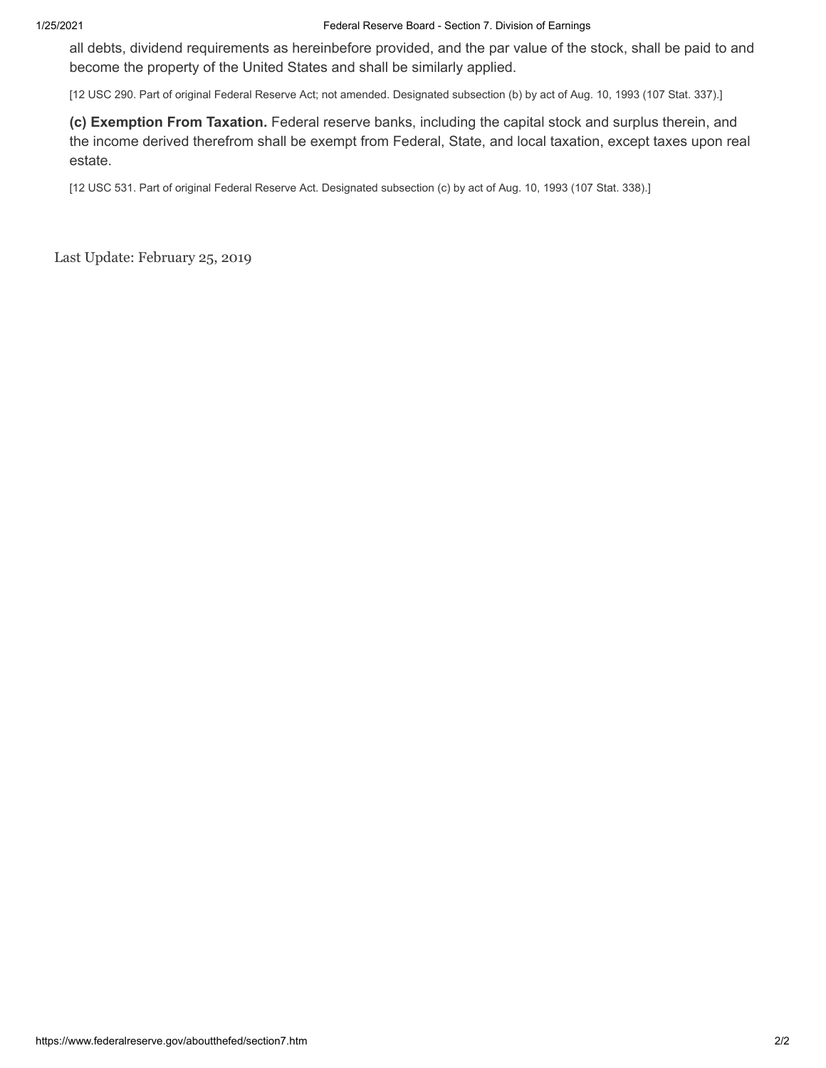all debts, dividend requirements as hereinbefore provided, and the par value of the stock, shall be paid to and become the property of the United States and shall be similarly applied.

[12 USC 290. Part of original Federal Reserve Act; not amended. Designated subsection (b) by act of Aug. 10, 1993 (107 Stat. 337).]

**(c) Exemption From Taxation.** Federal reserve banks, including the capital stock and surplus therein, and the income derived therefrom shall be exempt from Federal, State, and local taxation, except taxes upon real estate.

[12 USC 531. Part of original Federal Reserve Act. Designated subsection (c) by act of Aug. 10, 1993 (107 Stat. 338).]

Last Update: February 25, 2019